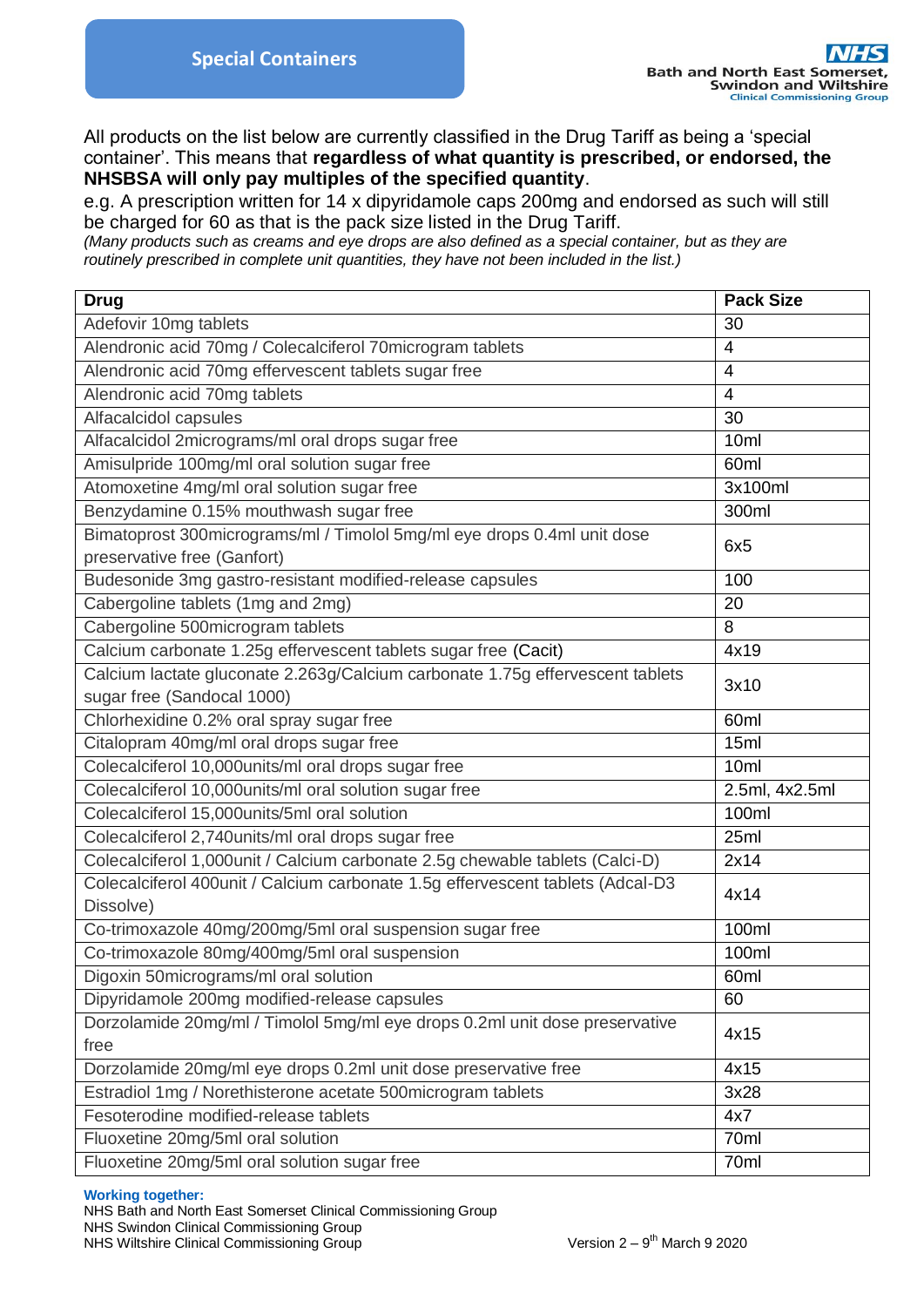# Special Containers

All products on the list below are currently classified in the Drug Tariff as being a 'special container'. This means that **regardless of what quantity is prescribed, or endorsed, the NHSBSA will only pay multiples of the specified quantity**.

e.g. A prescription written for 14 x dipyridamole caps 200mg and endorsed as such will still be charged for 60 as that is the pack size listed in the Drug Tariff.

*(Many products such as creams and eye drops are also defined as a special container, but as they are routinely prescribed in complete unit quantities, they have not been included in the list.)*

| Drug | Pack Size |
|---|---|
| Adefovir 10mg tablets | 30 |
| Alendronic acid 70mg / Colecalciferol 70microgram tablets | 4 |
| Alendronic acid 70mg effervescent tablets sugar free | 4 |
| Alendronic acid 70mg tablets | 4 |
| Alfacalcidol capsules | 30 |
| Alfacalcidol 2micrograms/ml oral drops sugar free | 10ml |
| Amisulpride 100mg/ml oral solution sugar free | 60ml |
| Atomoxetine 4mg/ml oral solution sugar free | 3x100ml |
| Benzydamine 0.15% mouthwash sugar free | 300ml |
| Bimatoprost 300micrograms/ml / Timolol 5mg/ml eye drops 0.4ml unit dose preservative free (Ganfort) | 6x5 |
| Budesonide 3mg gastro-resistant modified-release capsules | 100 |
| Cabergoline tablets (1mg and 2mg) | 20 |
| Cabergoline 500microgram tablets | 8 |
| Calcium carbonate 1.25g effervescent tablets sugar free (Cacit) | 4x19 |
| Calcium lactate gluconate 2.263g/Calcium carbonate 1.75g effervescent tablets sugar free (Sandocal 1000) | 3x10 |
| Chlorhexidine 0.2% oral spray sugar free | 60ml |
| Citalopram 40mg/ml oral drops sugar free | 15ml |
| Colecalciferol 10,000units/ml oral drops sugar free | 10ml |
| Colecalciferol 10,000units/ml oral solution sugar free | 2.5ml, 4x2.5ml |
| Colecalciferol 15,000units/5ml oral solution | 100ml |
| Colecalciferol 2,740units/ml oral drops sugar free | 25ml |
| Colecalciferol 1,000unit / Calcium carbonate 2.5g chewable tablets (Calci-D) | 2x14 |
| Colecalciferol 400unit / Calcium carbonate 1.5g effervescent tablets (Adcal-D3 Dissolve) | 4x14 |
| Co-trimoxazole 40mg/200mg/5ml oral suspension sugar free | 100ml |
| Co-trimoxazole 80mg/400mg/5ml oral suspension | 100ml |
| Digoxin 50micrograms/ml oral solution | 60ml |
| Dipyridamole 200mg modified-release capsules | 60 |
| Dorzolamide 20mg/ml / Timolol 5mg/ml eye drops 0.2ml unit dose preservative free | 4x15 |
| Dorzolamide 20mg/ml eye drops 0.2ml unit dose preservative free | 4x15 |
| Estradiol 1mg / Norethisterone acetate 500microgram tablets | 3x28 |
| Fesoterodine modified-release tablets | 4x7 |
| Fluoxetine 20mg/5ml oral solution | 70ml |
| Fluoxetine 20mg/5ml oral solution sugar free | 70ml |

**Working together:**
NHS Bath and North East Somerset Clinical Commissioning Group
NHS Swindon Clinical Commissioning Group
NHS Wiltshire Clinical Commissioning Group

Version 2 – 9th March 9 2020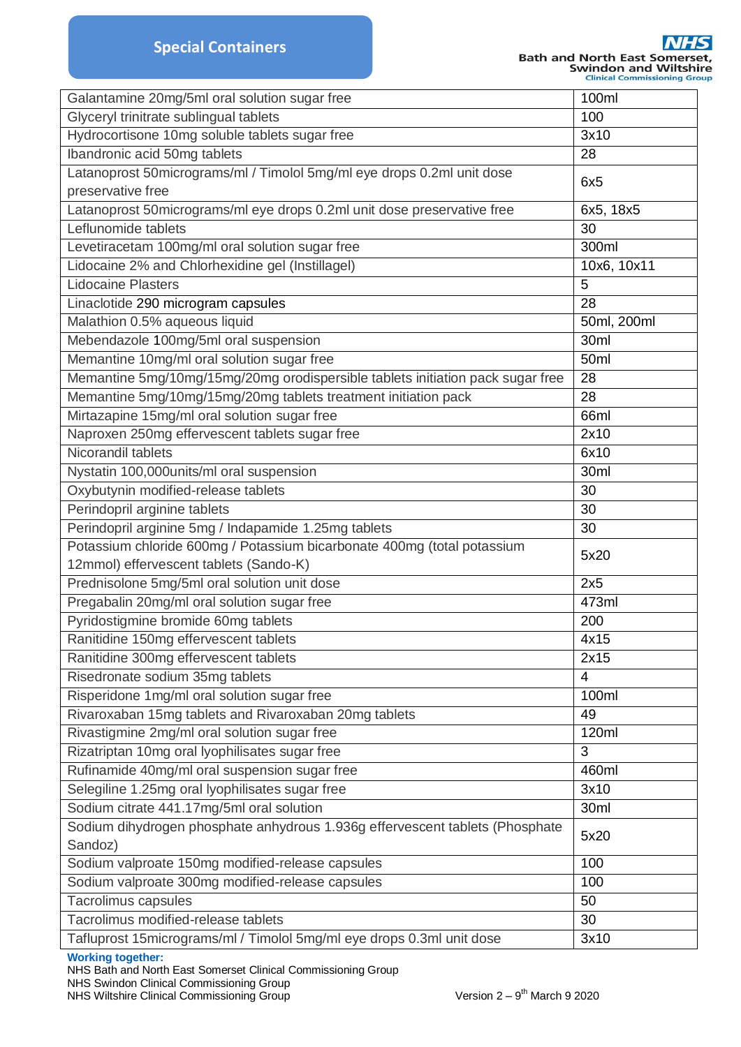| | |
|---|---|
| Galantamine 20mg/5ml oral solution sugar free | 100ml |
| Glyceryl trinitrate sublingual tablets | 100 |
| Hydrocortisone 10mg soluble tablets sugar free | 3x10 |
| Ibandronic acid 50mg tablets | 28 |
| Latanoprost 50micrograms/ml / Timolol 5mg/ml eye drops 0.2ml unit dose preservative free | 6x5 |
| Latanoprost 50micrograms/ml eye drops 0.2ml unit dose preservative free | 6x5, 18x5 |
| Leflunomide tablets | 30 |
| Levetiracetam 100mg/ml oral solution sugar free | 300ml |
| Lidocaine 2% and Chlorhexidine gel (Instillagel) | 10x6, 10x11 |
| Lidocaine Plasters | 5 |
| Linaclotide 290 microgram capsules | 28 |
| Malathion 0.5% aqueous liquid | 50ml, 200ml |
| Mebendazole 100mg/5ml oral suspension | 30ml |
| Memantine 10mg/ml oral solution sugar free | 50ml |
| Memantine 5mg/10mg/15mg/20mg orodispersible tablets initiation pack sugar free | 28 |
| Memantine 5mg/10mg/15mg/20mg tablets treatment initiation pack | 28 |
| Mirtazapine 15mg/ml oral solution sugar free | 66ml |
| Naproxen 250mg effervescent tablets sugar free | 2x10 |
| Nicorandil tablets | 6x10 |
| Nystatin 100,000units/ml oral suspension | 30ml |
| Oxybutynin modified-release tablets | 30 |
| Perindopril arginine tablets | 30 |
| Perindopril arginine 5mg / Indapamide 1.25mg tablets | 30 |
| Potassium chloride 600mg / Potassium bicarbonate 400mg (total potassium 12mmol) effervescent tablets (Sando-K) | 5x20 |
| Prednisolone 5mg/5ml oral solution unit dose | 2x5 |
| Pregabalin 20mg/ml oral solution sugar free | 473ml |
| Pyridostigmine bromide 60mg tablets | 200 |
| Ranitidine 150mg effervescent tablets | 4x15 |
| Ranitidine 300mg effervescent tablets | 2x15 |
| Risedronate sodium 35mg tablets | 4 |
| Risperidone 1mg/ml oral solution sugar free | 100ml |
| Rivaroxaban 15mg tablets and Rivaroxaban 20mg tablets | 49 |
| Rivastigmine 2mg/ml oral solution sugar free | 120ml |
| Rizatriptan 10mg oral lyophilisates sugar free | 3 |
| Rufinamide 40mg/ml oral suspension sugar free | 460ml |
| Selegiline 1.25mg oral lyophilisates sugar free | 3x10 |
| Sodium citrate 441.17mg/5ml oral solution | 30ml |
| Sodium dihydrogen phosphate anhydrous 1.936g effervescent tablets (Phosphate Sandoz) | 5x20 |
| Sodium valproate 150mg modified-release capsules | 100 |
| Sodium valproate 300mg modified-release capsules | 100 |
| Tacrolimus capsules | 50 |
| Tacrolimus modified-release tablets | 30 |
| Tafluprost 15micrograms/ml / Timolol 5mg/ml eye drops 0.3ml unit dose | 3x10 |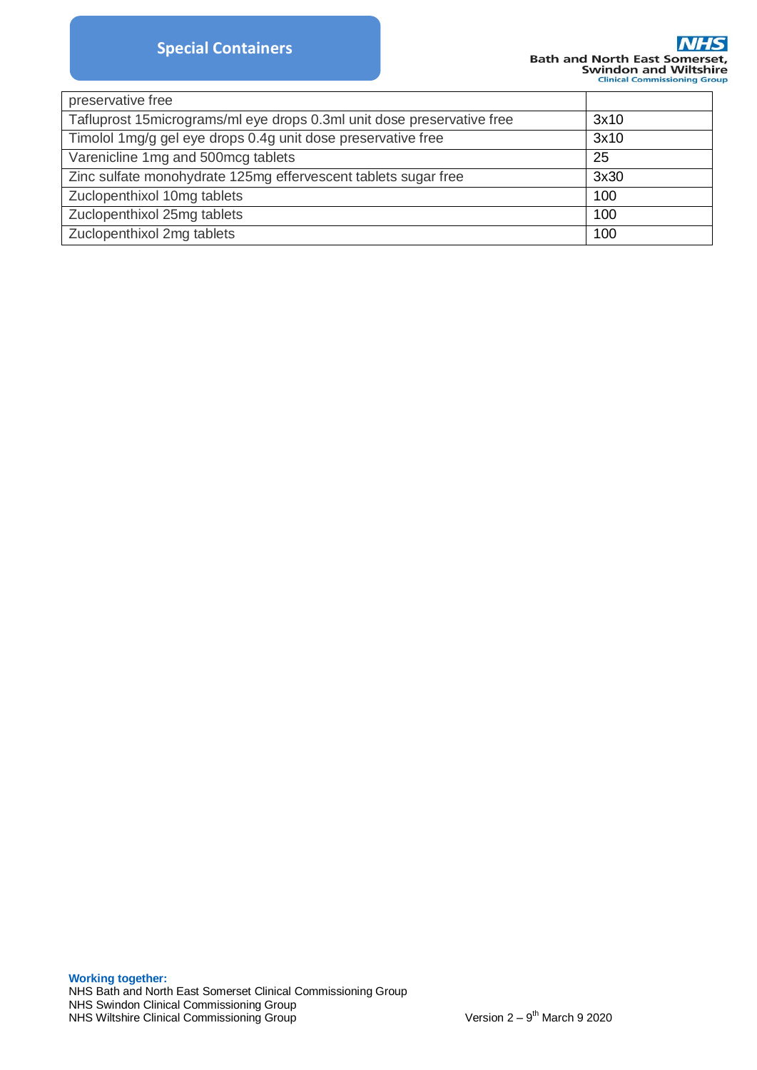| | |
|---|---|
| preservative free | |
| Tafluprost 15micrograms/ml eye drops 0.3ml unit dose preservative free | 3x10 |
| Timolol 1mg/g gel eye drops 0.4g unit dose preservative free | 3x10 |
| Varenicline 1mg and 500mcg tablets | 25 |
| Zinc sulfate monohydrate 125mg effervescent tablets sugar free | 3x30 |
| Zuclopenthixol 10mg tablets | 100 |
| Zuclopenthixol 25mg tablets | 100 |
| Zuclopenthixol 2mg tablets | 100 |